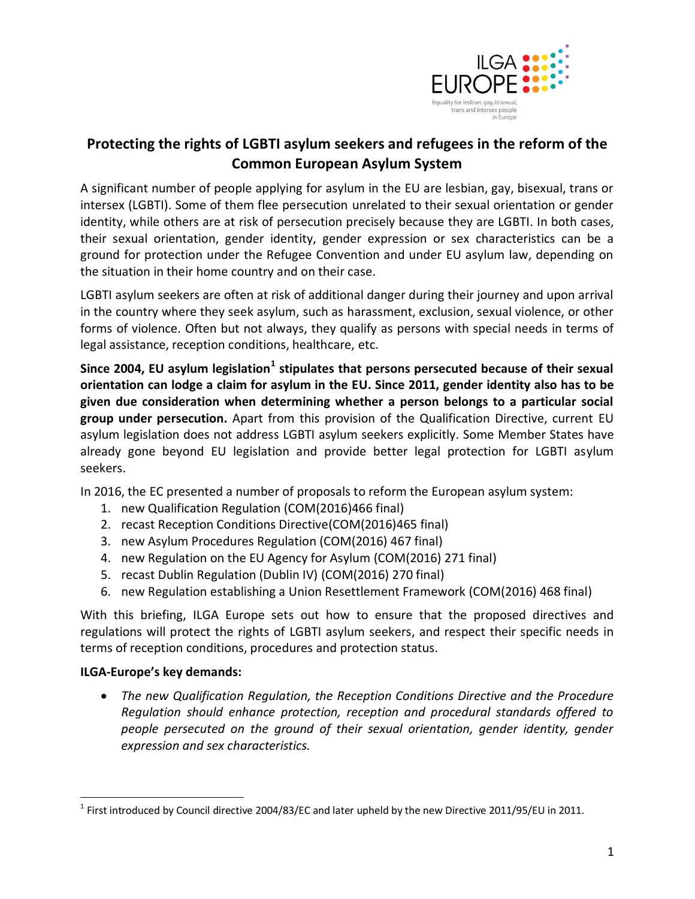ILGA EUROPE

Equality for lesbian, gay, bisexual, trans and intersex people in Europe

# Protecting the rights of LGBTI asylum seekers and refugees in the reform of the Common European Asylum System

A significant number of people applying for asylum in the EU are lesbian, gay, bisexual, trans or intersex (LGBTI). Some of them flee persecution unrelated to their sexual orientation or gender identity, while others are at risk of persecution precisely because they are LGBTI. In both cases, their sexual orientation, gender identity, gender expression or sex characteristics can be a ground for protection under the Refugee Convention and under EU asylum law, depending on the situation in their home country and on their case.

LGBTI asylum seekers are often at risk of additional danger during their journey and upon arrival in the country where they seek asylum, such as harassment, exclusion, sexual violence, or other forms of violence. Often but not always, they qualify as persons with special needs in terms of legal assistance, reception conditions, healthcare, etc.

**Since 2004, EU asylum legislation[1] stipulates that persons persecuted because of their sexual orientation can lodge a claim for asylum in the EU. Since 2011, gender identity also has to be given due consideration when determining whether a person belongs to a particular social group under persecution.** Apart from this provision of the Qualification Directive, current EU asylum legislation does not address LGBTI asylum seekers explicitly. Some Member States have already gone beyond EU legislation and provide better legal protection for LGBTI asylum seekers.

In 2016, the EC presented a number of proposals to reform the European asylum system:

1. new Qualification Regulation (COM(2016)466 final)
2. recast Reception Conditions Directive(COM(2016)465 final)
3. new Asylum Procedures Regulation (COM(2016) 467 final)
4. new Regulation on the EU Agency for Asylum (COM(2016) 271 final)
5. recast Dublin Regulation (Dublin IV) (COM(2016) 270 final)
6. new Regulation establishing a Union Resettlement Framework (COM(2016) 468 final)

With this briefing, ILGA Europe sets out how to ensure that the proposed directives and regulations will protect the rights of LGBTI asylum seekers, and respect their specific needs in terms of reception conditions, procedures and protection status.

**ILGA-Europe's key demands:**

- *The new Qualification Regulation, the Reception Conditions Directive and the Procedure Regulation should enhance protection, reception and procedural standards offered to people persecuted on the ground of their sexual orientation, gender identity, gender expression and sex characteristics.*

[1] First introduced by Council directive 2004/83/EC and later upheld by the new Directive 2011/95/EU in 2011.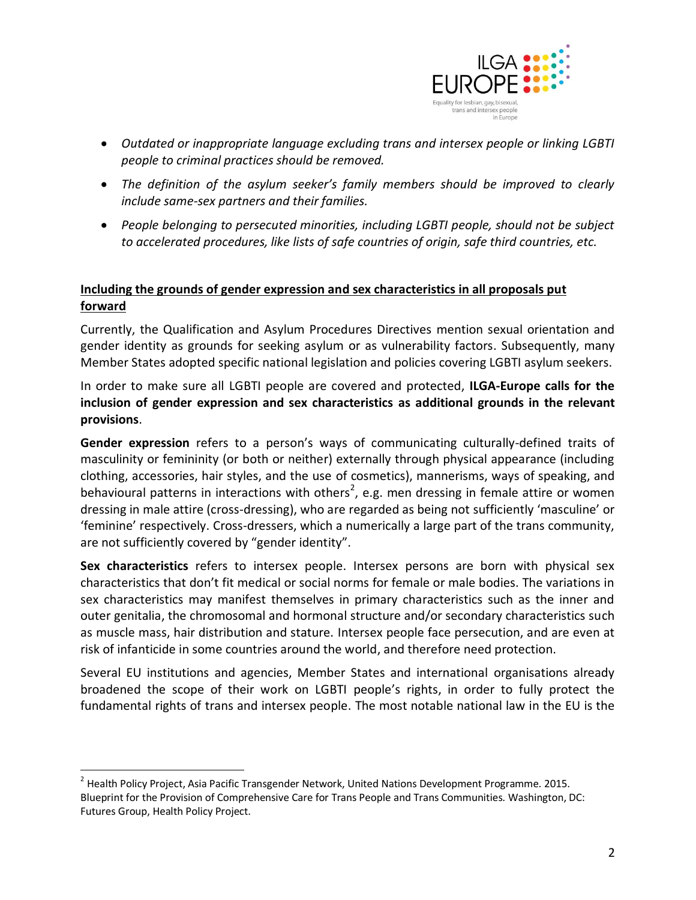- *Outdated or inappropriate language excluding trans and intersex people or linking LGBTI people to criminal practices should be removed.*
- *The definition of the asylum seeker's family members should be improved to clearly include same-sex partners and their families.*
- *People belonging to persecuted minorities, including LGBTI people, should not be subject to accelerated procedures, like lists of safe countries of origin, safe third countries, etc.*

**Including the grounds of gender expression and sex characteristics in all proposals put forward**

Currently, the Qualification and Asylum Procedures Directives mention sexual orientation and gender identity as grounds for seeking asylum or as vulnerability factors. Subsequently, many Member States adopted specific national legislation and policies covering LGBTI asylum seekers.

In order to make sure all LGBTI people are covered and protected, **ILGA-Europe calls for the inclusion of gender expression and sex characteristics as additional grounds in the relevant provisions**.

**Gender expression** refers to a person's ways of communicating culturally-defined traits of masculinity or femininity (or both or neither) externally through physical appearance (including clothing, accessories, hair styles, and the use of cosmetics), mannerisms, ways of speaking, and behavioural patterns in interactions with others[2], e.g. men dressing in female attire or women dressing in male attire (cross-dressing), who are regarded as being not sufficiently 'masculine' or 'feminine' respectively. Cross-dressers, which a numerically a large part of the trans community, are not sufficiently covered by "gender identity".

**Sex characteristics** refers to intersex people. Intersex persons are born with physical sex characteristics that don't fit medical or social norms for female or male bodies. The variations in sex characteristics may manifest themselves in primary characteristics such as the inner and outer genitalia, the chromosomal and hormonal structure and/or secondary characteristics such as muscle mass, hair distribution and stature. Intersex people face persecution, and are even at risk of infanticide in some countries around the world, and therefore need protection.

Several EU institutions and agencies, Member States and international organisations already broadened the scope of their work on LGBTI people's rights, in order to fully protect the fundamental rights of trans and intersex people. The most notable national law in the EU is the

[2] Health Policy Project, Asia Pacific Transgender Network, United Nations Development Programme. 2015. Blueprint for the Provision of Comprehensive Care for Trans People and Trans Communities. Washington, DC: Futures Group, Health Policy Project.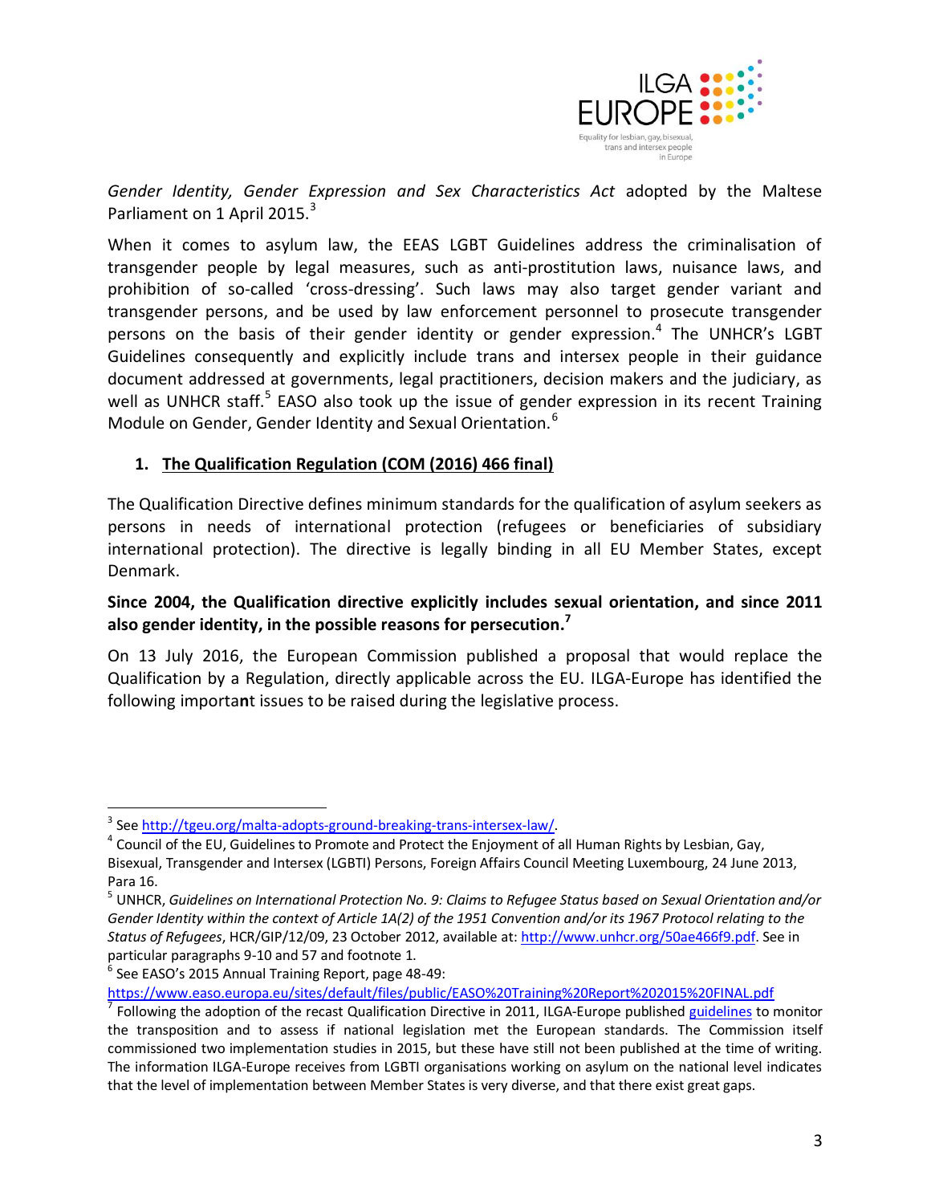*Gender Identity, Gender Expression and Sex Characteristics Act* adopted by the Maltese Parliament on 1 April 2015.[3]

When it comes to asylum law, the EEAS LGBT Guidelines address the criminalisation of transgender people by legal measures, such as anti-prostitution laws, nuisance laws, and prohibition of so-called 'cross-dressing'. Such laws may also target gender variant and transgender persons, and be used by law enforcement personnel to prosecute transgender persons on the basis of their gender identity or gender expression.[4] The UNHCR's LGBT Guidelines consequently and explicitly include trans and intersex people in their guidance document addressed at governments, legal practitioners, decision makers and the judiciary, as well as UNHCR staff.[5] EASO also took up the issue of gender expression in its recent Training Module on Gender, Gender Identity and Sexual Orientation.[6]

## 1. The Qualification Regulation (COM (2016) 466 final)

The Qualification Directive defines minimum standards for the qualification of asylum seekers as persons in needs of international protection (refugees or beneficiaries of subsidiary international protection). The directive is legally binding in all EU Member States, except Denmark.

**Since 2004, the Qualification directive explicitly includes sexual orientation, and since 2011 also gender identity, in the possible reasons for persecution.[7]**

On 13 July 2016, the European Commission published a proposal that would replace the Qualification by a Regulation, directly applicable across the EU. ILGA-Europe has identified the following important issues to be raised during the legislative process.

---

[3] See http://tgeu.org/malta-adopts-ground-breaking-trans-intersex-law/.

[4] Council of the EU, Guidelines to Promote and Protect the Enjoyment of all Human Rights by Lesbian, Gay, Bisexual, Transgender and Intersex (LGBTI) Persons, Foreign Affairs Council Meeting Luxembourg, 24 June 2013, Para 16.

[5] UNHCR, *Guidelines on International Protection No. 9: Claims to Refugee Status based on Sexual Orientation and/or Gender Identity within the context of Article 1A(2) of the 1951 Convention and/or its 1967 Protocol relating to the Status of Refugees*, HCR/GIP/12/09, 23 October 2012, available at: http://www.unhcr.org/50ae466f9.pdf. See in particular paragraphs 9-10 and 57 and footnote 1.

[6] See EASO's 2015 Annual Training Report, page 48-49: https://www.easo.europa.eu/sites/default/files/public/EASO%20Training%20Report%202015%20FINAL.pdf

[7] Following the adoption of the recast Qualification Directive in 2011, ILGA-Europe published guidelines to monitor the transposition and to assess if national legislation met the European standards. The Commission itself commissioned two implementation studies in 2015, but these have still not been published at the time of writing. The information ILGA-Europe receives from LGBTI organisations working on asylum on the national level indicates that the level of implementation between Member States is very diverse, and that there exist great gaps.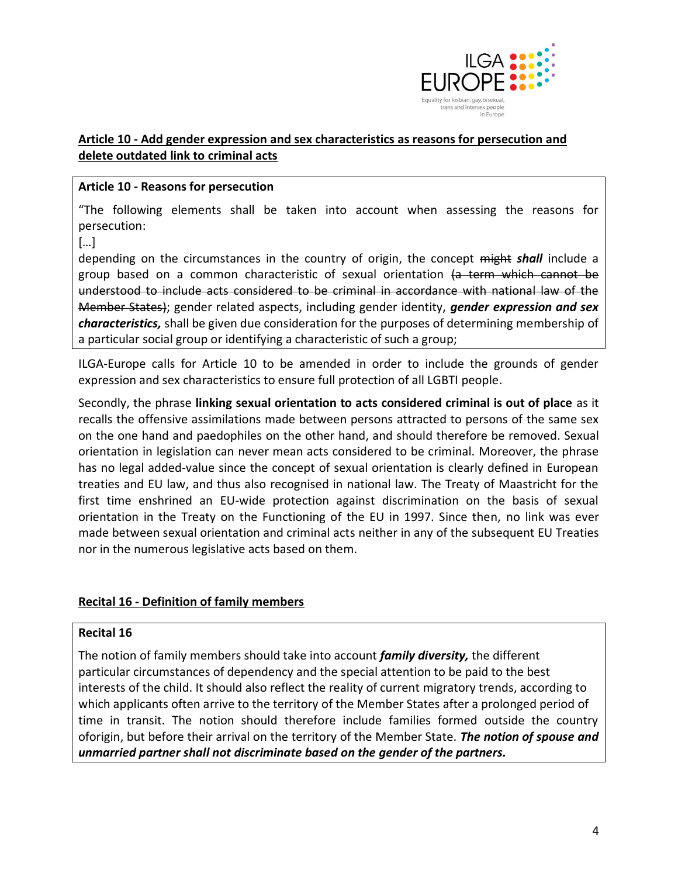**Article 10 - Add gender expression and sex characteristics as reasons for persecution and delete outdated link to criminal acts**

> **Article 10 - Reasons for persecution**
>
> "The following elements shall be taken into account when assessing the reasons for persecution:
>
> […]
>
> depending on the circumstances in the country of origin, the concept ~~might~~ ***shall*** include a group based on a common characteristic of sexual orientation ~~(a term which cannot be understood to include acts considered to be criminal in accordance with national law of the Member States)~~; gender related aspects, including gender identity, ***gender expression and sex characteristics,*** shall be given due consideration for the purposes of determining membership of a particular social group or identifying a characteristic of such a group;

ILGA-Europe calls for Article 10 to be amended in order to include the grounds of gender expression and sex characteristics to ensure full protection of all LGBTI people.

Secondly, the phrase **linking sexual orientation to acts considered criminal is out of place** as it recalls the offensive assimilations made between persons attracted to persons of the same sex on the one hand and paedophiles on the other hand, and should therefore be removed. Sexual orientation in legislation can never mean acts considered to be criminal. Moreover, the phrase has no legal added-value since the concept of sexual orientation is clearly defined in European treaties and EU law, and thus also recognised in national law. The Treaty of Maastricht for the first time enshrined an EU-wide protection against discrimination on the basis of sexual orientation in the Treaty on the Functioning of the EU in 1997. Since then, no link was ever made between sexual orientation and criminal acts neither in any of the subsequent EU Treaties nor in the numerous legislative acts based on them.

**Recital 16 - Definition of family members**

> **Recital 16**
>
> The notion of family members should take into account ***family diversity,*** the different particular circumstances of dependency and the special attention to be paid to the best interests of the child. It should also reflect the reality of current migratory trends, according to which applicants often arrive to the territory of the Member States after a prolonged period of time in transit. The notion should therefore include families formed outside the country oforigin, but before their arrival on the territory of the Member State. ***The notion of spouse and unmarried partner shall not discriminate based on the gender of the partners.***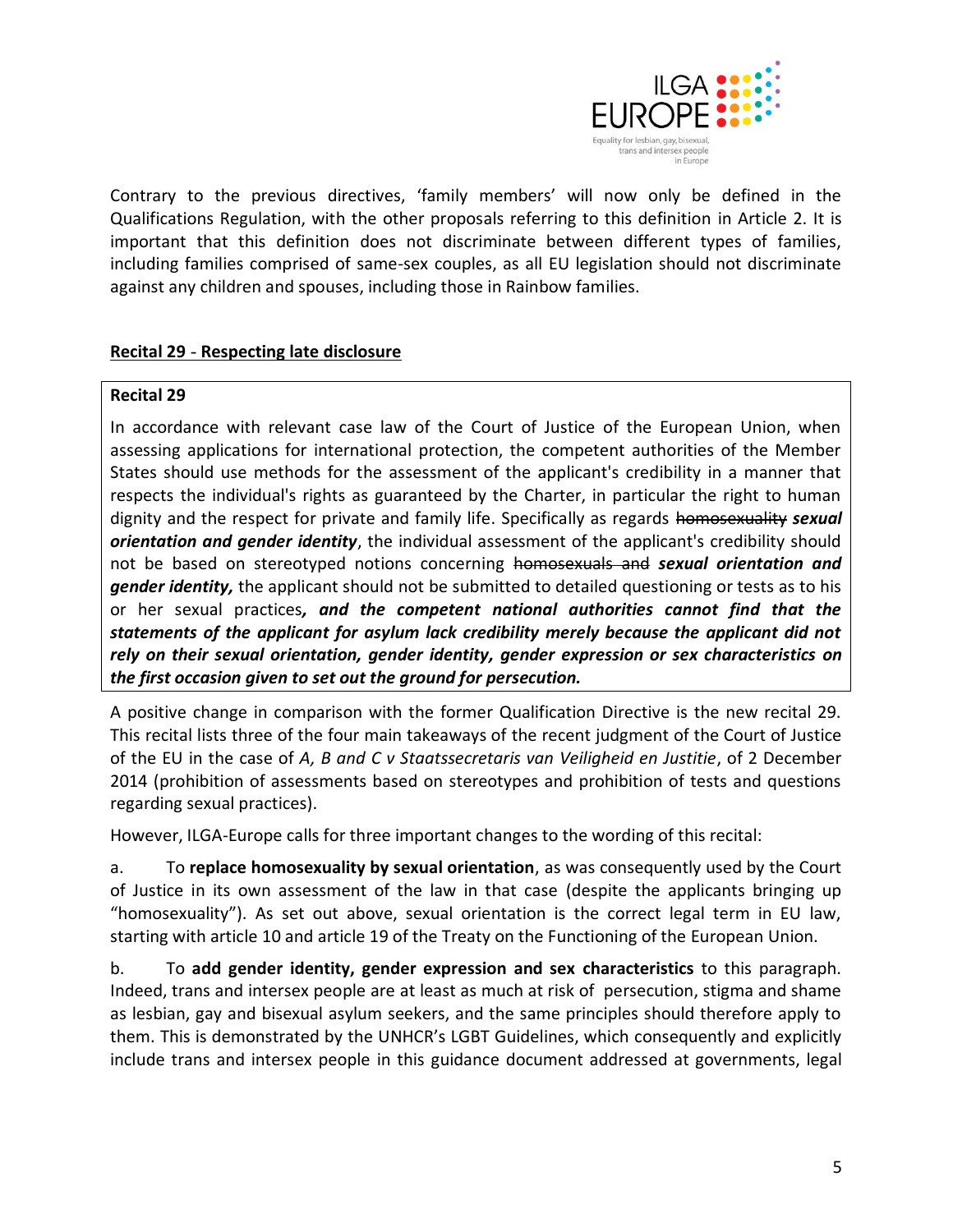Contrary to the previous directives, ‘family members’ will now only be defined in the Qualifications Regulation, with the other proposals referring to this definition in Article 2. It is important that this definition does not discriminate between different types of families, including families comprised of same-sex couples, as all EU legislation should not discriminate against any children and spouses, including those in Rainbow families.

**Recital 29 - Respecting late disclosure**

> **Recital 29**
>
> In accordance with relevant case law of the Court of Justice of the European Union, when assessing applications for international protection, the competent authorities of the Member States should use methods for the assessment of the applicant's credibility in a manner that respects the individual's rights as guaranteed by the Charter, in particular the right to human dignity and the respect for private and family life. Specifically as regards ~~homosexuality~~ ***sexual orientation and gender identity***, the individual assessment of the applicant's credibility should not be based on stereotyped notions concerning ~~homosexuals and~~ ***sexual orientation and gender identity,*** the applicant should not be submitted to detailed questioning or tests as to his or her sexual practices***, and the competent national authorities cannot find that the statements of the applicant for asylum lack credibility merely because the applicant did not rely on their sexual orientation, gender identity, gender expression or sex characteristics on the first occasion given to set out the ground for persecution.***

A positive change in comparison with the former Qualification Directive is the new recital 29. This recital lists three of the four main takeaways of the recent judgment of the Court of Justice of the EU in the case of *A, B and C v Staatssecretaris van Veiligheid en Justitie*, of 2 December 2014 (prohibition of assessments based on stereotypes and prohibition of tests and questions regarding sexual practices).

However, ILGA-Europe calls for three important changes to the wording of this recital:

a. To **replace homosexuality by sexual orientation**, as was consequently used by the Court of Justice in its own assessment of the law in that case (despite the applicants bringing up “homosexuality”). As set out above, sexual orientation is the correct legal term in EU law, starting with article 10 and article 19 of the Treaty on the Functioning of the European Union.

b. To **add gender identity, gender expression and sex characteristics** to this paragraph. Indeed, trans and intersex people are at least as much at risk of persecution, stigma and shame as lesbian, gay and bisexual asylum seekers, and the same principles should therefore apply to them. This is demonstrated by the UNHCR’s LGBT Guidelines, which consequently and explicitly include trans and intersex people in this guidance document addressed at governments, legal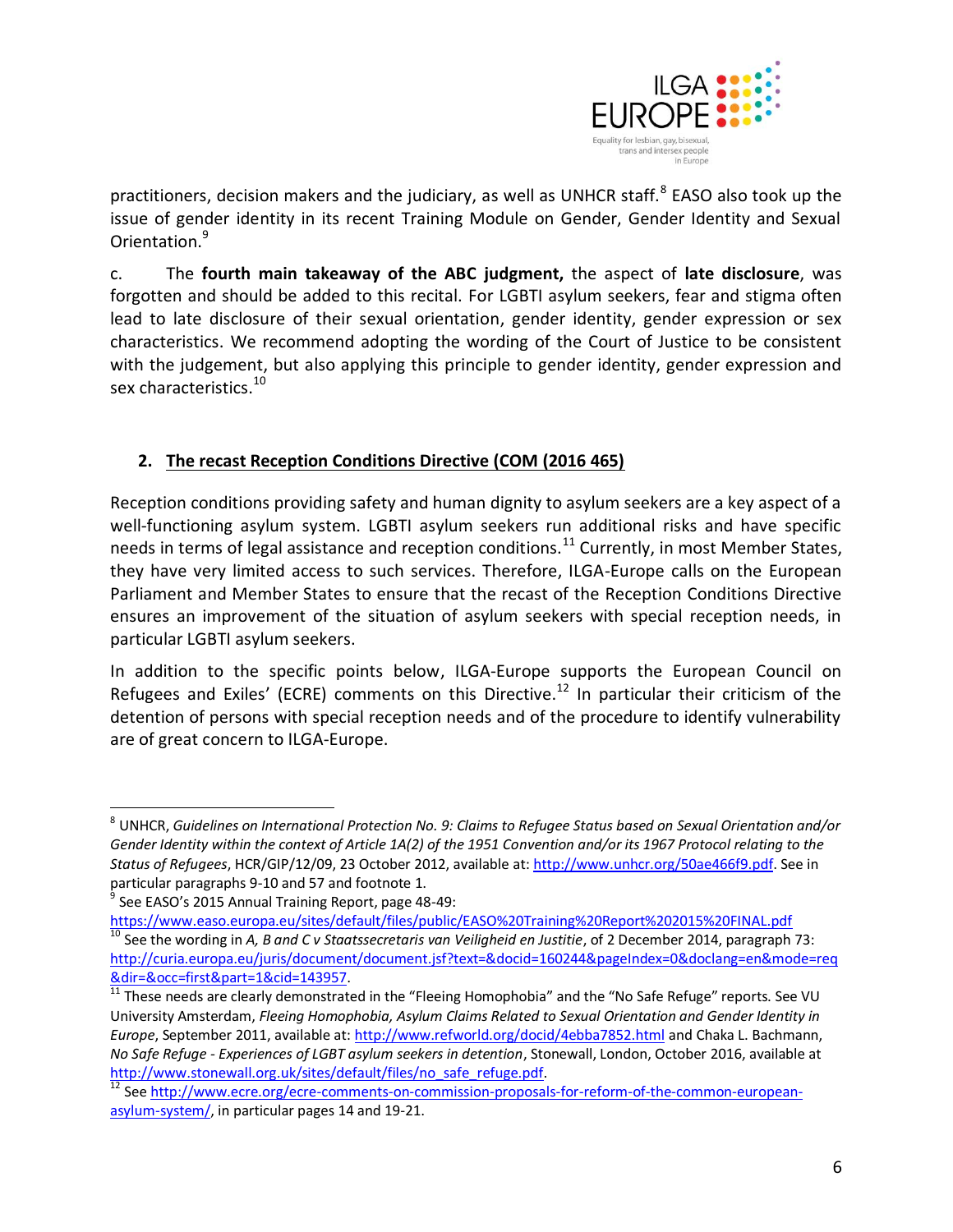practitioners, decision makers and the judiciary, as well as UNHCR staff.[8] EASO also took up the issue of gender identity in its recent Training Module on Gender, Gender Identity and Sexual Orientation.[9]

c. The **fourth main takeaway of the ABC judgment,** the aspect of **late disclosure**, was forgotten and should be added to this recital. For LGBTI asylum seekers, fear and stigma often lead to late disclosure of their sexual orientation, gender identity, gender expression or sex characteristics. We recommend adopting the wording of the Court of Justice to be consistent with the judgement, but also applying this principle to gender identity, gender expression and sex characteristics.[10]

## 2. The recast Reception Conditions Directive (COM (2016 465)

Reception conditions providing safety and human dignity to asylum seekers are a key aspect of a well-functioning asylum system. LGBTI asylum seekers run additional risks and have specific needs in terms of legal assistance and reception conditions.[11] Currently, in most Member States, they have very limited access to such services. Therefore, ILGA-Europe calls on the European Parliament and Member States to ensure that the recast of the Reception Conditions Directive ensures an improvement of the situation of asylum seekers with special reception needs, in particular LGBTI asylum seekers.

In addition to the specific points below, ILGA-Europe supports the European Council on Refugees and Exiles' (ECRE) comments on this Directive.[12] In particular their criticism of the detention of persons with special reception needs and of the procedure to identify vulnerability are of great concern to ILGA-Europe.

---

[8] UNHCR, *Guidelines on International Protection No. 9: Claims to Refugee Status based on Sexual Orientation and/or Gender Identity within the context of Article 1A(2) of the 1951 Convention and/or its 1967 Protocol relating to the Status of Refugees*, HCR/GIP/12/09, 23 October 2012, available at: http://www.unhcr.org/50ae466f9.pdf. See in particular paragraphs 9-10 and 57 and footnote 1.

[9] See EASO's 2015 Annual Training Report, page 48-49: https://www.easo.europa.eu/sites/default/files/public/EASO%20Training%20Report%202015%20FINAL.pdf

[10] See the wording in *A, B and C v Staatssecretaris van Veiligheid en Justitie*, of 2 December 2014, paragraph 73: http://curia.europa.eu/juris/document/document.jsf?text=&docid=160244&pageIndex=0&doclang=en&mode=req&dir=&occ=first&part=1&cid=143957.

[11] These needs are clearly demonstrated in the "Fleeing Homophobia" and the "No Safe Refuge" reports. See VU University Amsterdam, *Fleeing Homophobia, Asylum Claims Related to Sexual Orientation and Gender Identity in Europe*, September 2011, available at: http://www.refworld.org/docid/4ebba7852.html and Chaka L. Bachmann, *No Safe Refuge - Experiences of LGBT asylum seekers in detention*, Stonewall, London, October 2016, available at http://www.stonewall.org.uk/sites/default/files/no_safe_refuge.pdf.

[12] See http://www.ecre.org/ecre-comments-on-commission-proposals-for-reform-of-the-common-european-asylum-system/, in particular pages 14 and 19-21.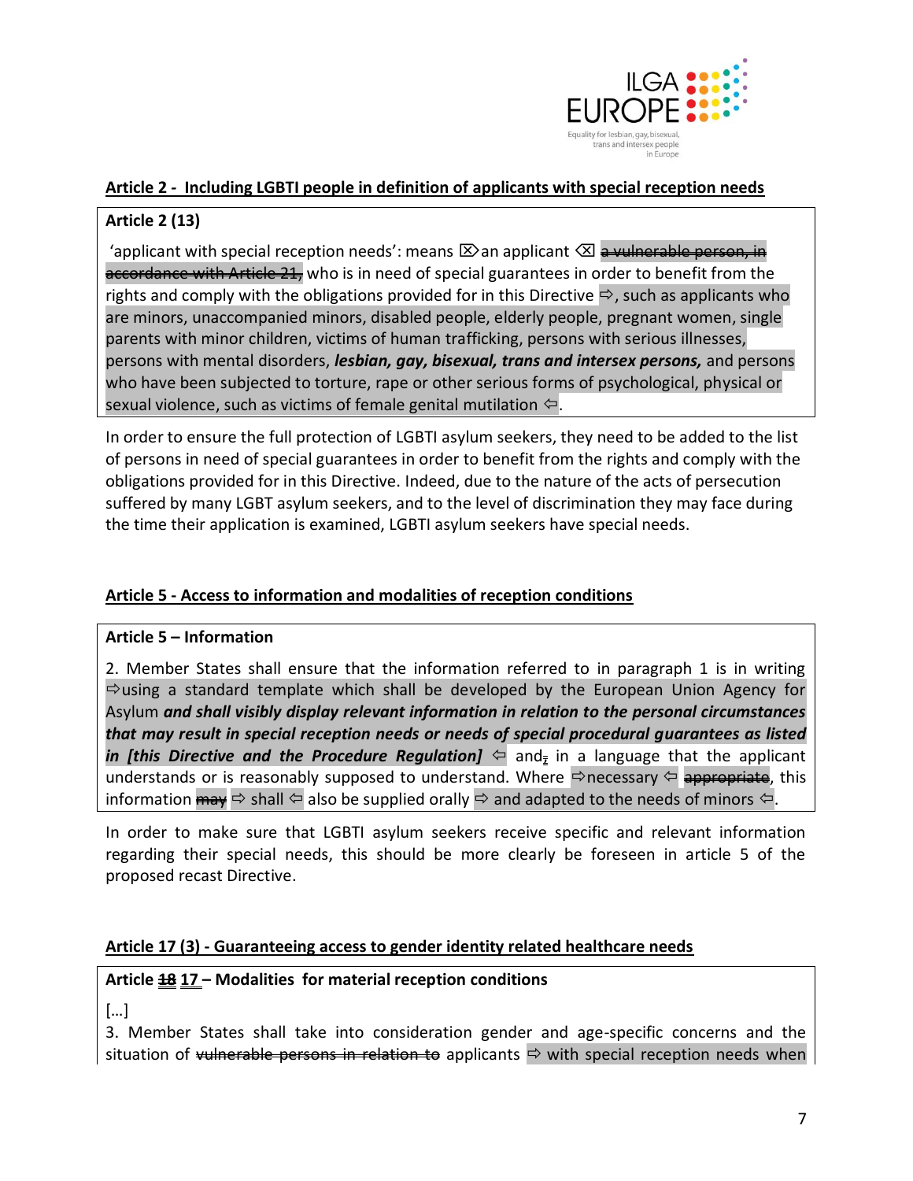## Article 2 - Including LGBTI people in definition of applicants with special reception needs

**Article 2 (13)**

'applicant with special reception needs': means ⌦an applicant ⌫ ~~a vulnerable person, in accordance with Article 21,~~ who is in need of special guarantees in order to benefit from the rights and comply with the obligations provided for in this Directive ⇨, such as applicants who are minors, unaccompanied minors, disabled people, elderly people, pregnant women, single parents with minor children, victims of human trafficking, persons with serious illnesses, persons with mental disorders, ***lesbian, gay, bisexual, trans and intersex persons,*** and persons who have been subjected to torture, rape or other serious forms of psychological, physical or sexual violence, such as victims of female genital mutilation ⇦.

In order to ensure the full protection of LGBTI asylum seekers, they need to be added to the list of persons in need of special guarantees in order to benefit from the rights and comply with the obligations provided for in this Directive. Indeed, due to the nature of the acts of persecution suffered by many LGBT asylum seekers, and to the level of discrimination they may face during the time their application is examined, LGBTI asylum seekers have special needs.

## Article 5 - Access to information and modalities of reception conditions

**Article 5 – Information**

2. Member States shall ensure that the information referred to in paragraph 1 is in writing ⇨using a standard template which shall be developed by the European Union Agency for Asylum ***and shall visibly display relevant information in relation to the personal circumstances that may result in special reception needs or needs of special procedural guarantees as listed in [this Directive and the Procedure Regulation]*** ⇦ and~~,~~ in a language that the applicant understands or is reasonably supposed to understand. Where ⇨necessary ⇦ ~~appropriate~~, this information ~~may~~ ⇨ shall ⇦ also be supplied orally ⇨ and adapted to the needs of minors ⇦.

In order to make sure that LGBTI asylum seekers receive specific and relevant information regarding their special needs, this should be more clearly be foreseen in article 5 of the proposed recast Directive.

## Article 17 (3) - Guaranteeing access to gender identity related healthcare needs

**Article ~~18~~ 17 – Modalities for material reception conditions**

[…]

3. Member States shall take into consideration gender and age-specific concerns and the situation of ~~vulnerable persons in relation to~~ applicants ⇨ with special reception needs when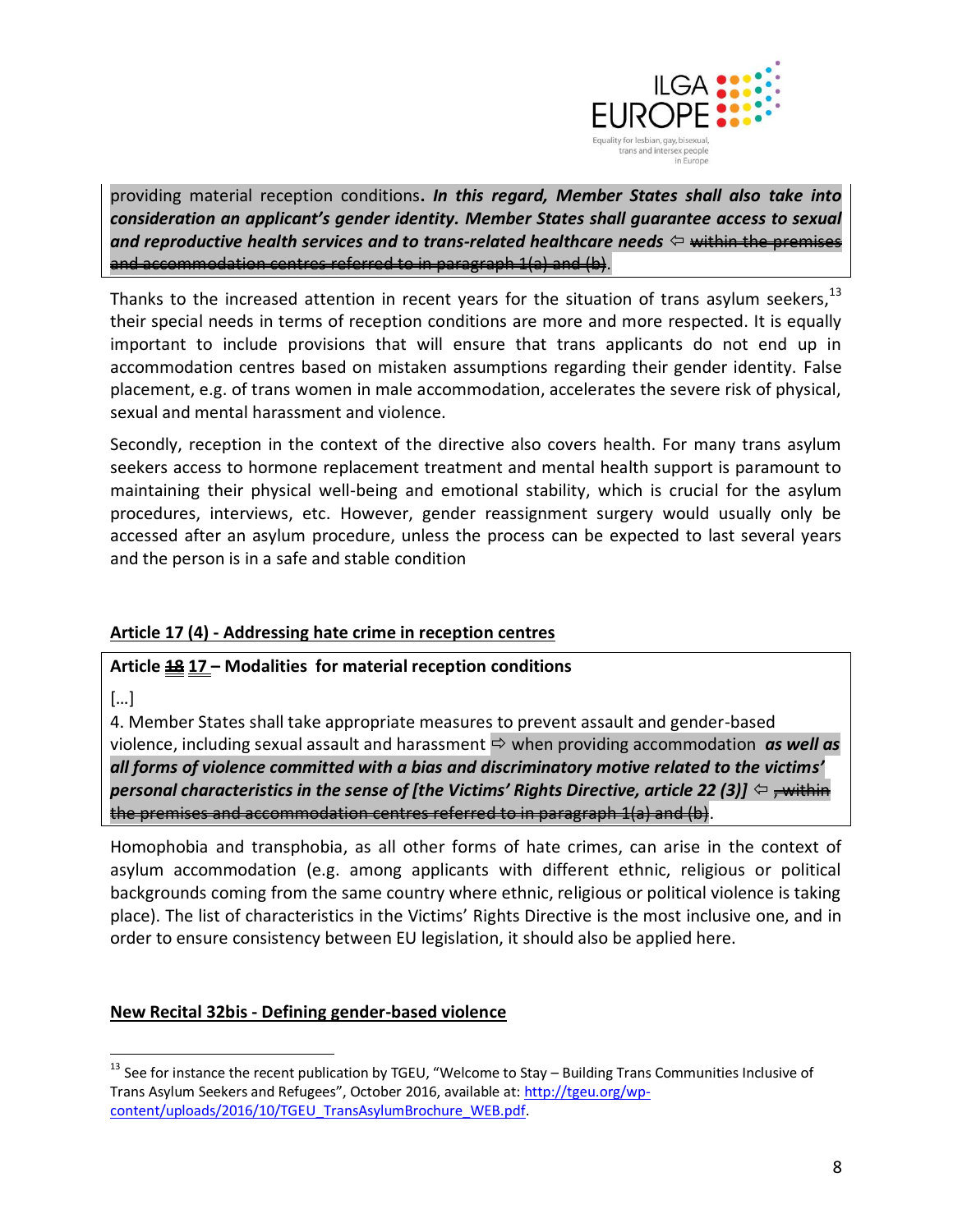providing material reception conditions. ***In this regard, Member States shall also take into consideration an applicant's gender identity. Member States shall guarantee access to sexual and reproductive health services and to trans-related healthcare needs*** ⇦ ~~within the premises and accommodation centres referred to in paragraph 1(a) and (b)~~.

Thanks to the increased attention in recent years for the situation of trans asylum seekers,[13] their special needs in terms of reception conditions are more and more respected. It is equally important to include provisions that will ensure that trans applicants do not end up in accommodation centres based on mistaken assumptions regarding their gender identity. False placement, e.g. of trans women in male accommodation, accelerates the severe risk of physical, sexual and mental harassment and violence.

Secondly, reception in the context of the directive also covers health. For many trans asylum seekers access to hormone replacement treatment and mental health support is paramount to maintaining their physical well-being and emotional stability, which is crucial for the asylum procedures, interviews, etc. However, gender reassignment surgery would usually only be accessed after an asylum procedure, unless the process can be expected to last several years and the person is in a safe and stable condition

## Article 17 (4) - Addressing hate crime in reception centres

**Article ~~18~~ 17 – Modalities for material reception conditions**

[…]

4. Member States shall take appropriate measures to prevent assault and gender-based violence, including sexual assault and harassment ⇨ when providing accommodation ***as well as all forms of violence committed with a bias and discriminatory motive related to the victims' personal characteristics in the sense of [the Victims' Rights Directive, article 22 (3)]*** ⇦ ~~, within the premises and accommodation centres referred to in paragraph 1(a) and (b)~~.

Homophobia and transphobia, as all other forms of hate crimes, can arise in the context of asylum accommodation (e.g. among applicants with different ethnic, religious or political backgrounds coming from the same country where ethnic, religious or political violence is taking place). The list of characteristics in the Victims' Rights Directive is the most inclusive one, and in order to ensure consistency between EU legislation, it should also be applied here.

## New Recital 32bis - Defining gender-based violence

[13] See for instance the recent publication by TGEU, "Welcome to Stay – Building Trans Communities Inclusive of Trans Asylum Seekers and Refugees", October 2016, available at: http://tgeu.org/wp-content/uploads/2016/10/TGEU_TransAsylumBrochure_WEB.pdf.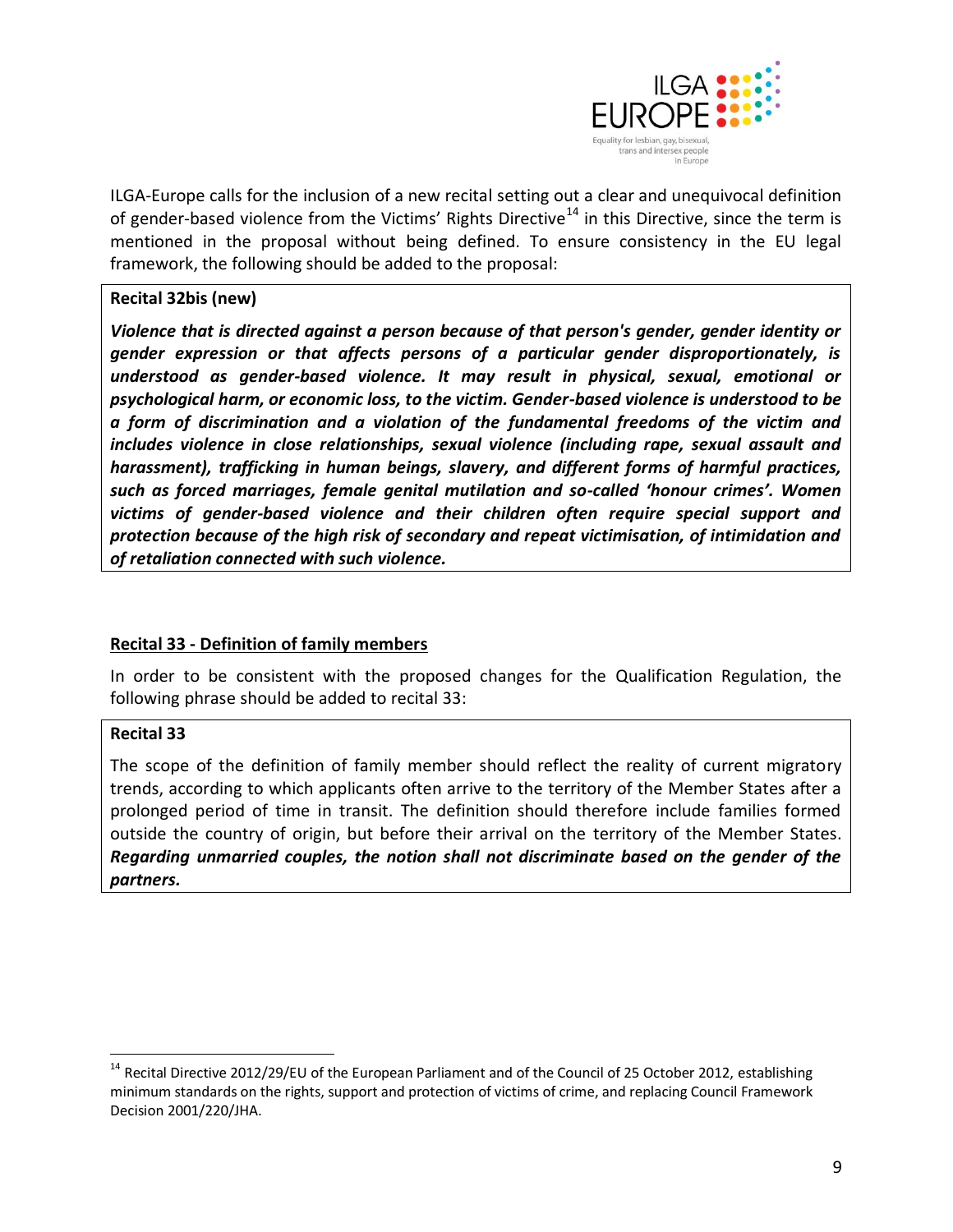ILGA-Europe calls for the inclusion of a new recital setting out a clear and unequivocal definition of gender-based violence from the Victims' Rights Directive[14] in this Directive, since the term is mentioned in the proposal without being defined. To ensure consistency in the EU legal framework, the following should be added to the proposal:

> **Recital 32bis (new)**
>
> ***Violence that is directed against a person because of that person's gender, gender identity or gender expression or that affects persons of a particular gender disproportionately, is understood as gender-based violence. It may result in physical, sexual, emotional or psychological harm, or economic loss, to the victim. Gender-based violence is understood to be a form of discrimination and a violation of the fundamental freedoms of the victim and includes violence in close relationships, sexual violence (including rape, sexual assault and harassment), trafficking in human beings, slavery, and different forms of harmful practices, such as forced marriages, female genital mutilation and so-called 'honour crimes'. Women victims of gender-based violence and their children often require special support and protection because of the high risk of secondary and repeat victimisation, of intimidation and of retaliation connected with such violence.***

**Recital 33 - Definition of family members**

In order to be consistent with the proposed changes for the Qualification Regulation, the following phrase should be added to recital 33:

> **Recital 33**
>
> The scope of the definition of family member should reflect the reality of current migratory trends, according to which applicants often arrive to the territory of the Member States after a prolonged period of time in transit. The definition should therefore include families formed outside the country of origin, but before their arrival on the territory of the Member States. ***Regarding unmarried couples, the notion shall not discriminate based on the gender of the partners.***

[14] Recital Directive 2012/29/EU of the European Parliament and of the Council of 25 October 2012, establishing minimum standards on the rights, support and protection of victims of crime, and replacing Council Framework Decision 2001/220/JHA.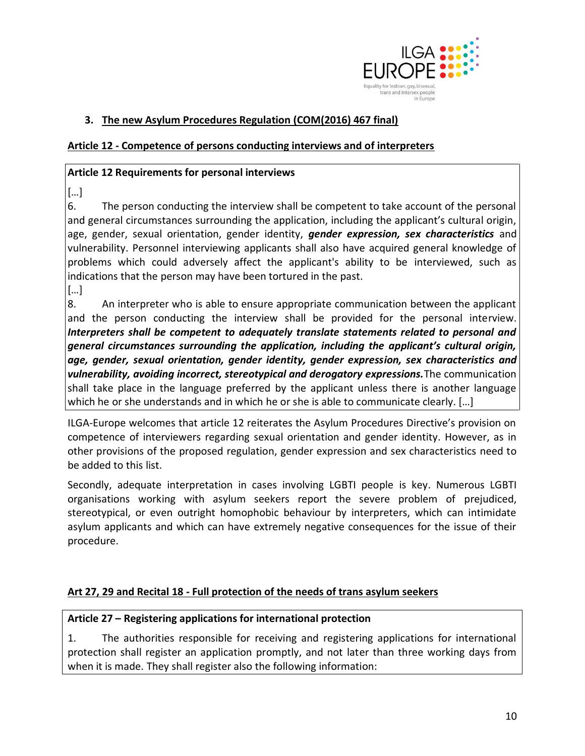## 3. The new Asylum Procedures Regulation (COM(2016) 467 final)

**Article 12 - Competence of persons conducting interviews and of interpreters**

> **Article 12 Requirements for personal interviews**
>
> […]
>
> 6. The person conducting the interview shall be competent to take account of the personal and general circumstances surrounding the application, including the applicant's cultural origin, age, gender, sexual orientation, gender identity, ***gender expression, sex characteristics*** and vulnerability. Personnel interviewing applicants shall also have acquired general knowledge of problems which could adversely affect the applicant's ability to be interviewed, such as indications that the person may have been tortured in the past.
>
> […]
>
> 8. An interpreter who is able to ensure appropriate communication between the applicant and the person conducting the interview shall be provided for the personal interview. ***Interpreters shall be competent to adequately translate statements related to personal and general circumstances surrounding the application, including the applicant's cultural origin, age, gender, sexual orientation, gender identity, gender expression, sex characteristics and vulnerability, avoiding incorrect, stereotypical and derogatory expressions.*** The communication shall take place in the language preferred by the applicant unless there is another language which he or she understands and in which he or she is able to communicate clearly. […]

ILGA-Europe welcomes that article 12 reiterates the Asylum Procedures Directive's provision on competence of interviewers regarding sexual orientation and gender identity. However, as in other provisions of the proposed regulation, gender expression and sex characteristics need to be added to this list.

Secondly, adequate interpretation in cases involving LGBTI people is key. Numerous LGBTI organisations working with asylum seekers report the severe problem of prejudiced, stereotypical, or even outright homophobic behaviour by interpreters, which can intimidate asylum applicants and which can have extremely negative consequences for the issue of their procedure.

**Art 27, 29 and Recital 18 - Full protection of the needs of trans asylum seekers**

> **Article 27 – Registering applications for international protection**
>
> 1. The authorities responsible for receiving and registering applications for international protection shall register an application promptly, and not later than three working days from when it is made. They shall register also the following information: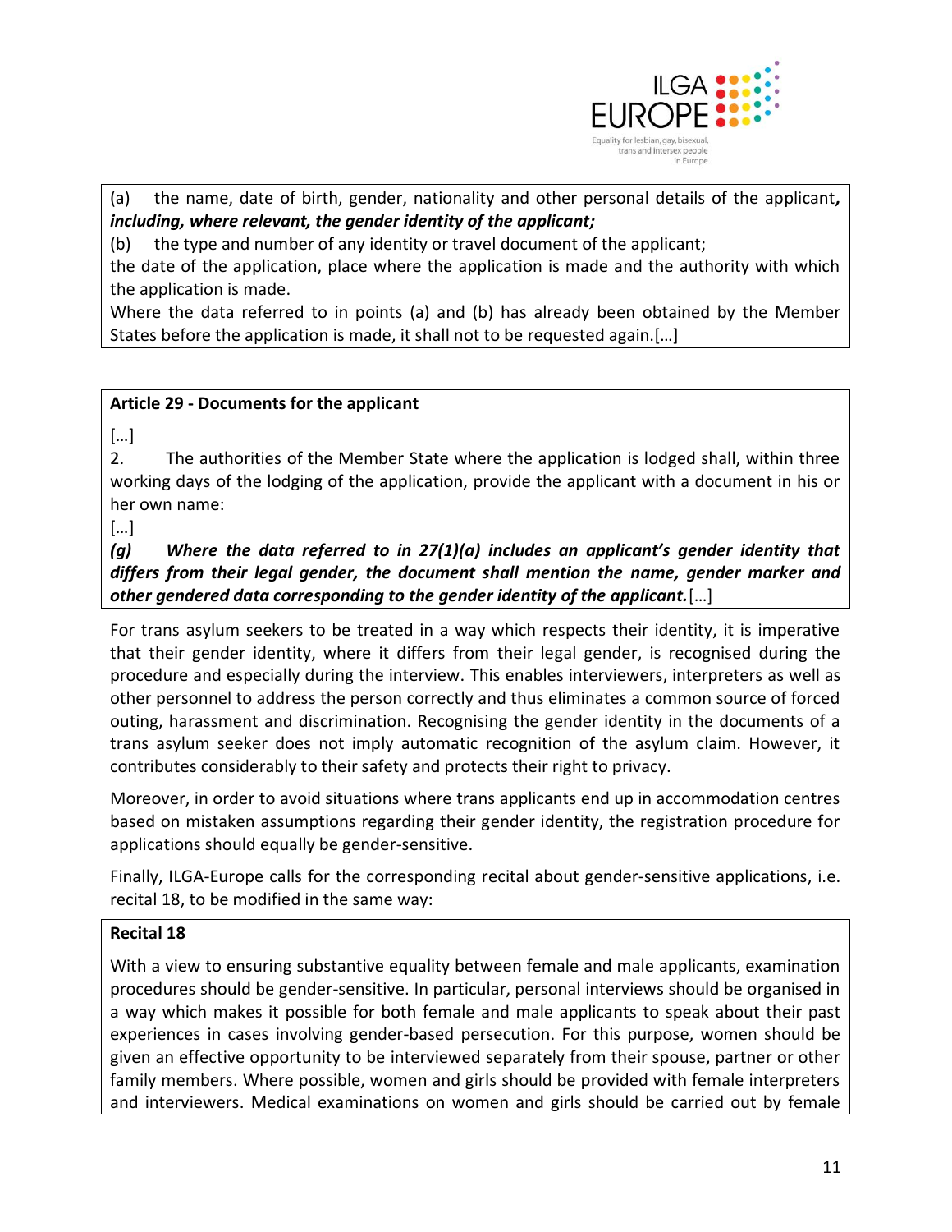(a) the name, date of birth, gender, nationality and other personal details of the applicant***, including, where relevant, the gender identity of the applicant;***

(b) the type and number of any identity or travel document of the applicant;

the date of the application, place where the application is made and the authority with which the application is made.

Where the data referred to in points (a) and (b) has already been obtained by the Member States before the application is made, it shall not to be requested again.[…]

**Article 29 - Documents for the applicant**

[…]

2. The authorities of the Member State where the application is lodged shall, within three working days of the lodging of the application, provide the applicant with a document in his or her own name:

[…]

***(g) Where the data referred to in 27(1)(a) includes an applicant's gender identity that differs from their legal gender, the document shall mention the name, gender marker and other gendered data corresponding to the gender identity of the applicant.***[…]

For trans asylum seekers to be treated in a way which respects their identity, it is imperative that their gender identity, where it differs from their legal gender, is recognised during the procedure and especially during the interview. This enables interviewers, interpreters as well as other personnel to address the person correctly and thus eliminates a common source of forced outing, harassment and discrimination. Recognising the gender identity in the documents of a trans asylum seeker does not imply automatic recognition of the asylum claim. However, it contributes considerably to their safety and protects their right to privacy.

Moreover, in order to avoid situations where trans applicants end up in accommodation centres based on mistaken assumptions regarding their gender identity, the registration procedure for applications should equally be gender-sensitive.

Finally, ILGA-Europe calls for the corresponding recital about gender-sensitive applications, i.e. recital 18, to be modified in the same way:

**Recital 18**

With a view to ensuring substantive equality between female and male applicants, examination procedures should be gender-sensitive. In particular, personal interviews should be organised in a way which makes it possible for both female and male applicants to speak about their past experiences in cases involving gender-based persecution. For this purpose, women should be given an effective opportunity to be interviewed separately from their spouse, partner or other family members. Where possible, women and girls should be provided with female interpreters and interviewers. Medical examinations on women and girls should be carried out by female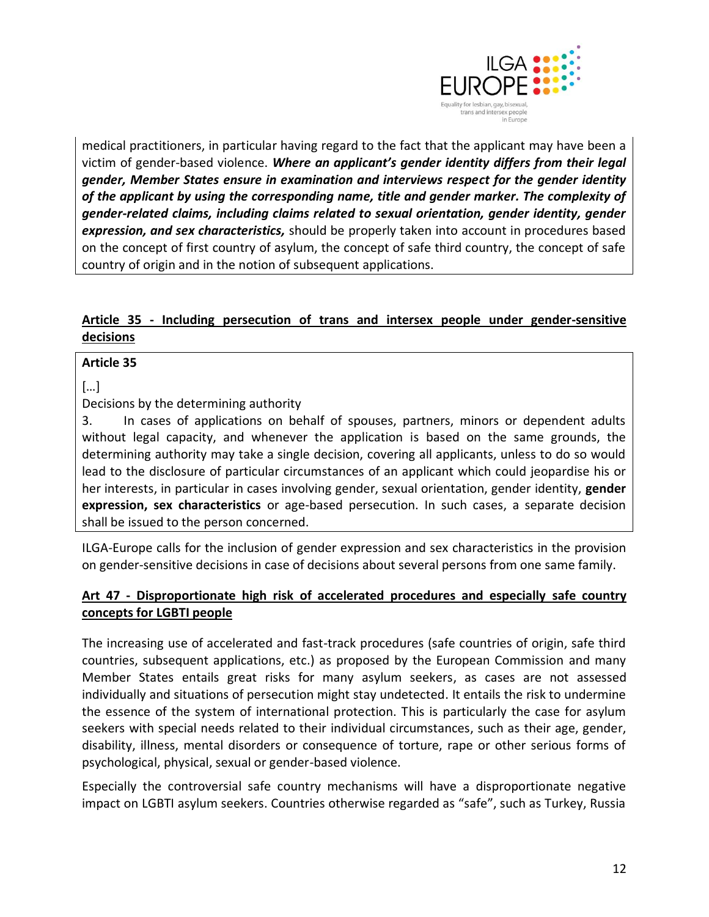medical practitioners, in particular having regard to the fact that the applicant may have been a victim of gender-based violence. ***Where an applicant's gender identity differs from their legal gender, Member States ensure in examination and interviews respect for the gender identity of the applicant by using the corresponding name, title and gender marker. The complexity of gender-related claims, including claims related to sexual orientation, gender identity, gender expression, and sex characteristics,*** should be properly taken into account in procedures based on the concept of first country of asylum, the concept of safe third country, the concept of safe country of origin and in the notion of subsequent applications.

## Article 35 - Including persecution of trans and intersex people under gender-sensitive decisions

**Article 35**

[…]

Decisions by the determining authority

3. In cases of applications on behalf of spouses, partners, minors or dependent adults without legal capacity, and whenever the application is based on the same grounds, the determining authority may take a single decision, covering all applicants, unless to do so would lead to the disclosure of particular circumstances of an applicant which could jeopardise his or her interests, in particular in cases involving gender, sexual orientation, gender identity, **gender expression, sex characteristics** or age-based persecution. In such cases, a separate decision shall be issued to the person concerned.

ILGA-Europe calls for the inclusion of gender expression and sex characteristics in the provision on gender-sensitive decisions in case of decisions about several persons from one same family.

## Art 47 - Disproportionate high risk of accelerated procedures and especially safe country concepts for LGBTI people

The increasing use of accelerated and fast-track procedures (safe countries of origin, safe third countries, subsequent applications, etc.) as proposed by the European Commission and many Member States entails great risks for many asylum seekers, as cases are not assessed individually and situations of persecution might stay undetected. It entails the risk to undermine the essence of the system of international protection. This is particularly the case for asylum seekers with special needs related to their individual circumstances, such as their age, gender, disability, illness, mental disorders or consequence of torture, rape or other serious forms of psychological, physical, sexual or gender-based violence.

Especially the controversial safe country mechanisms will have a disproportionate negative impact on LGBTI asylum seekers. Countries otherwise regarded as "safe", such as Turkey, Russia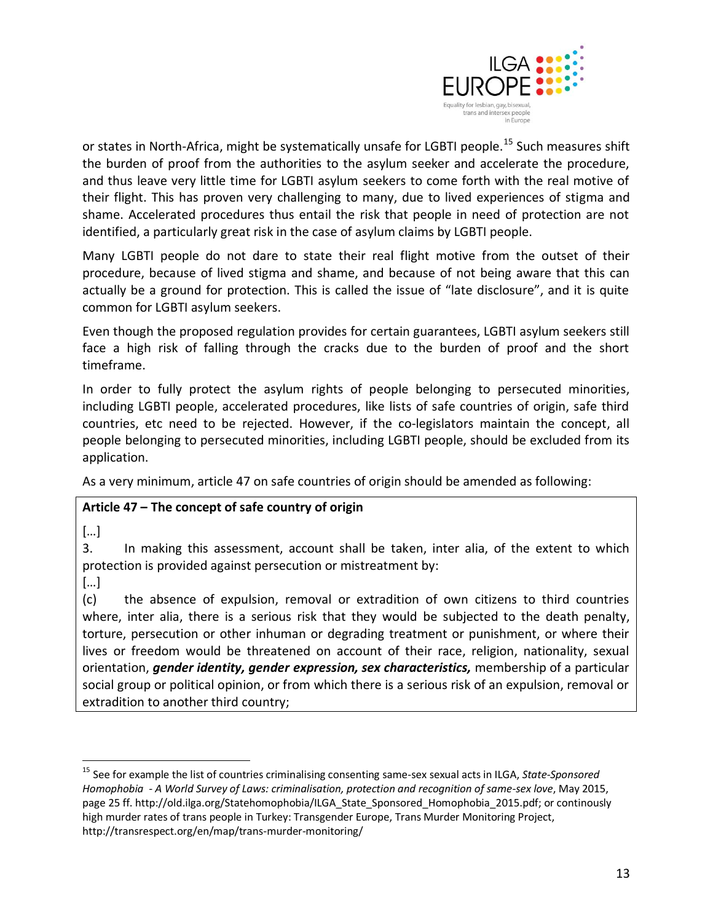or states in North-Africa, might be systematically unsafe for LGBTI people.[15] Such measures shift the burden of proof from the authorities to the asylum seeker and accelerate the procedure, and thus leave very little time for LGBTI asylum seekers to come forth with the real motive of their flight. This has proven very challenging to many, due to lived experiences of stigma and shame. Accelerated procedures thus entail the risk that people in need of protection are not identified, a particularly great risk in the case of asylum claims by LGBTI people.

Many LGBTI people do not dare to state their real flight motive from the outset of their procedure, because of lived stigma and shame, and because of not being aware that this can actually be a ground for protection. This is called the issue of "late disclosure", and it is quite common for LGBTI asylum seekers.

Even though the proposed regulation provides for certain guarantees, LGBTI asylum seekers still face a high risk of falling through the cracks due to the burden of proof and the short timeframe.

In order to fully protect the asylum rights of people belonging to persecuted minorities, including LGBTI people, accelerated procedures, like lists of safe countries of origin, safe third countries, etc need to be rejected. However, if the co-legislators maintain the concept, all people belonging to persecuted minorities, including LGBTI people, should be excluded from its application.

As a very minimum, article 47 on safe countries of origin should be amended as following:

**Article 47 – The concept of safe country of origin**

[…]

3. In making this assessment, account shall be taken, inter alia, of the extent to which protection is provided against persecution or mistreatment by:

[…]

(c) the absence of expulsion, removal or extradition of own citizens to third countries where, inter alia, there is a serious risk that they would be subjected to the death penalty, torture, persecution or other inhuman or degrading treatment or punishment, or where their lives or freedom would be threatened on account of their race, religion, nationality, sexual orientation, ***gender identity, gender expression, sex characteristics,*** membership of a particular social group or political opinion, or from which there is a serious risk of an expulsion, removal or extradition to another third country;

---

[15] See for example the list of countries criminalising consenting same-sex sexual acts in ILGA, *State-Sponsored Homophobia - A World Survey of Laws: criminalisation, protection and recognition of same-sex love*, May 2015, page 25 ff. http://old.ilga.org/Statehomophobia/ILGA_State_Sponsored_Homophobia_2015.pdf; or continously high murder rates of trans people in Turkey: Transgender Europe, Trans Murder Monitoring Project, http://transrespect.org/en/map/trans-murder-monitoring/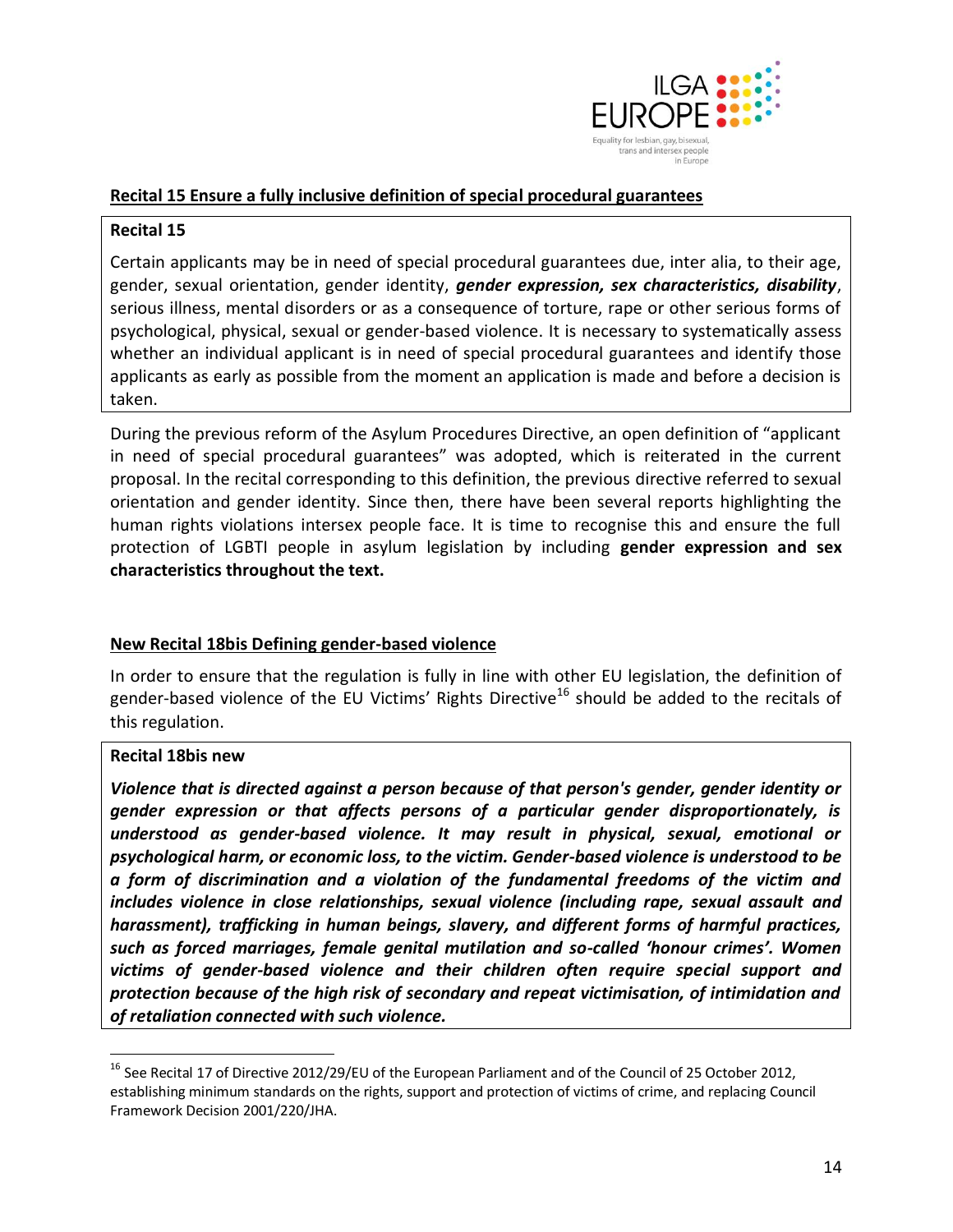## Recital 15 Ensure a fully inclusive definition of special procedural guarantees

**Recital 15**

Certain applicants may be in need of special procedural guarantees due, inter alia, to their age, gender, sexual orientation, gender identity, ***gender expression, sex characteristics, disability***, serious illness, mental disorders or as a consequence of torture, rape or other serious forms of psychological, physical, sexual or gender-based violence. It is necessary to systematically assess whether an individual applicant is in need of special procedural guarantees and identify those applicants as early as possible from the moment an application is made and before a decision is taken.

During the previous reform of the Asylum Procedures Directive, an open definition of "applicant in need of special procedural guarantees" was adopted, which is reiterated in the current proposal. In the recital corresponding to this definition, the previous directive referred to sexual orientation and gender identity. Since then, there have been several reports highlighting the human rights violations intersex people face. It is time to recognise this and ensure the full protection of LGBTI people in asylum legislation by including **gender expression and sex characteristics throughout the text.**

## New Recital 18bis Defining gender-based violence

In order to ensure that the regulation is fully in line with other EU legislation, the definition of gender-based violence of the EU Victims' Rights Directive[16] should be added to the recitals of this regulation.

**Recital 18bis new**

***Violence that is directed against a person because of that person's gender, gender identity or gender expression or that affects persons of a particular gender disproportionately, is understood as gender-based violence. It may result in physical, sexual, emotional or psychological harm, or economic loss, to the victim. Gender-based violence is understood to be a form of discrimination and a violation of the fundamental freedoms of the victim and includes violence in close relationships, sexual violence (including rape, sexual assault and harassment), trafficking in human beings, slavery, and different forms of harmful practices, such as forced marriages, female genital mutilation and so-called 'honour crimes'. Women victims of gender-based violence and their children often require special support and protection because of the high risk of secondary and repeat victimisation, of intimidation and of retaliation connected with such violence.***

---

[16] See Recital 17 of Directive 2012/29/EU of the European Parliament and of the Council of 25 October 2012, establishing minimum standards on the rights, support and protection of victims of crime, and replacing Council Framework Decision 2001/220/JHA.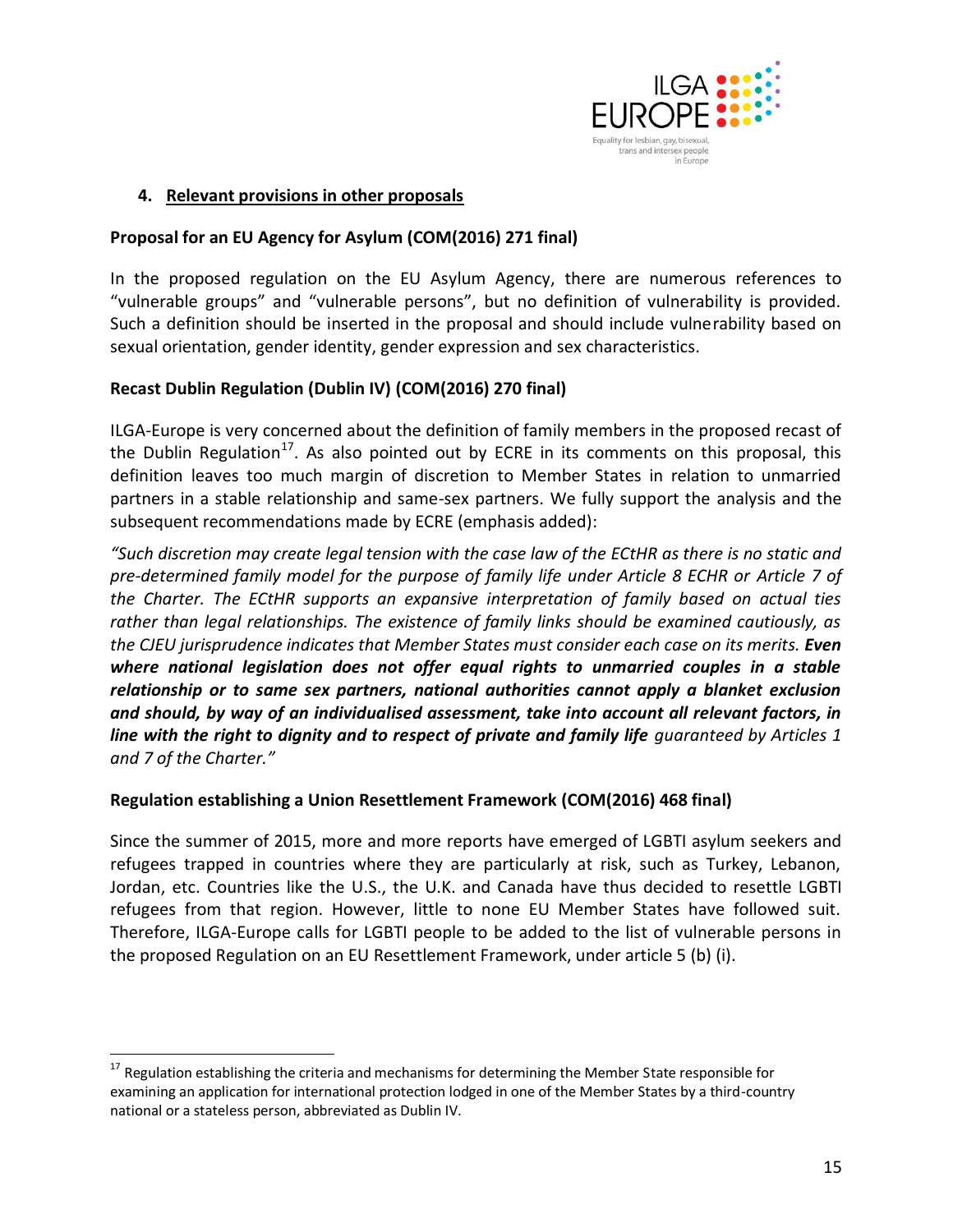## 4. Relevant provisions in other proposals

**Proposal for an EU Agency for Asylum (COM(2016) 271 final)**

In the proposed regulation on the EU Asylum Agency, there are numerous references to "vulnerable groups" and "vulnerable persons", but no definition of vulnerability is provided. Such a definition should be inserted in the proposal and should include vulnerability based on sexual orientation, gender identity, gender expression and sex characteristics.

**Recast Dublin Regulation (Dublin IV) (COM(2016) 270 final)**

ILGA-Europe is very concerned about the definition of family members in the proposed recast of the Dublin Regulation[17]. As also pointed out by ECRE in its comments on this proposal, this definition leaves too much margin of discretion to Member States in relation to unmarried partners in a stable relationship and same-sex partners. We fully support the analysis and the subsequent recommendations made by ECRE (emphasis added):

*"Such discretion may create legal tension with the case law of the ECtHR as there is no static and pre-determined family model for the purpose of family life under Article 8 ECHR or Article 7 of the Charter. The ECtHR supports an expansive interpretation of family based on actual ties rather than legal relationships. The existence of family links should be examined cautiously, as the CJEU jurisprudence indicates that Member States must consider each case on its merits.* ***Even where national legislation does not offer equal rights to unmarried couples in a stable relationship or to same sex partners, national authorities cannot apply a blanket exclusion and should, by way of an individualised assessment, take into account all relevant factors, in line with the right to dignity and to respect of private and family life*** *guaranteed by Articles 1 and 7 of the Charter."*

**Regulation establishing a Union Resettlement Framework (COM(2016) 468 final)**

Since the summer of 2015, more and more reports have emerged of LGBTI asylum seekers and refugees trapped in countries where they are particularly at risk, such as Turkey, Lebanon, Jordan, etc. Countries like the U.S., the U.K. and Canada have thus decided to resettle LGBTI refugees from that region. However, little to none EU Member States have followed suit. Therefore, ILGA-Europe calls for LGBTI people to be added to the list of vulnerable persons in the proposed Regulation on an EU Resettlement Framework, under article 5 (b) (i).

---

[17] Regulation establishing the criteria and mechanisms for determining the Member State responsible for examining an application for international protection lodged in one of the Member States by a third-country national or a stateless person, abbreviated as Dublin IV.